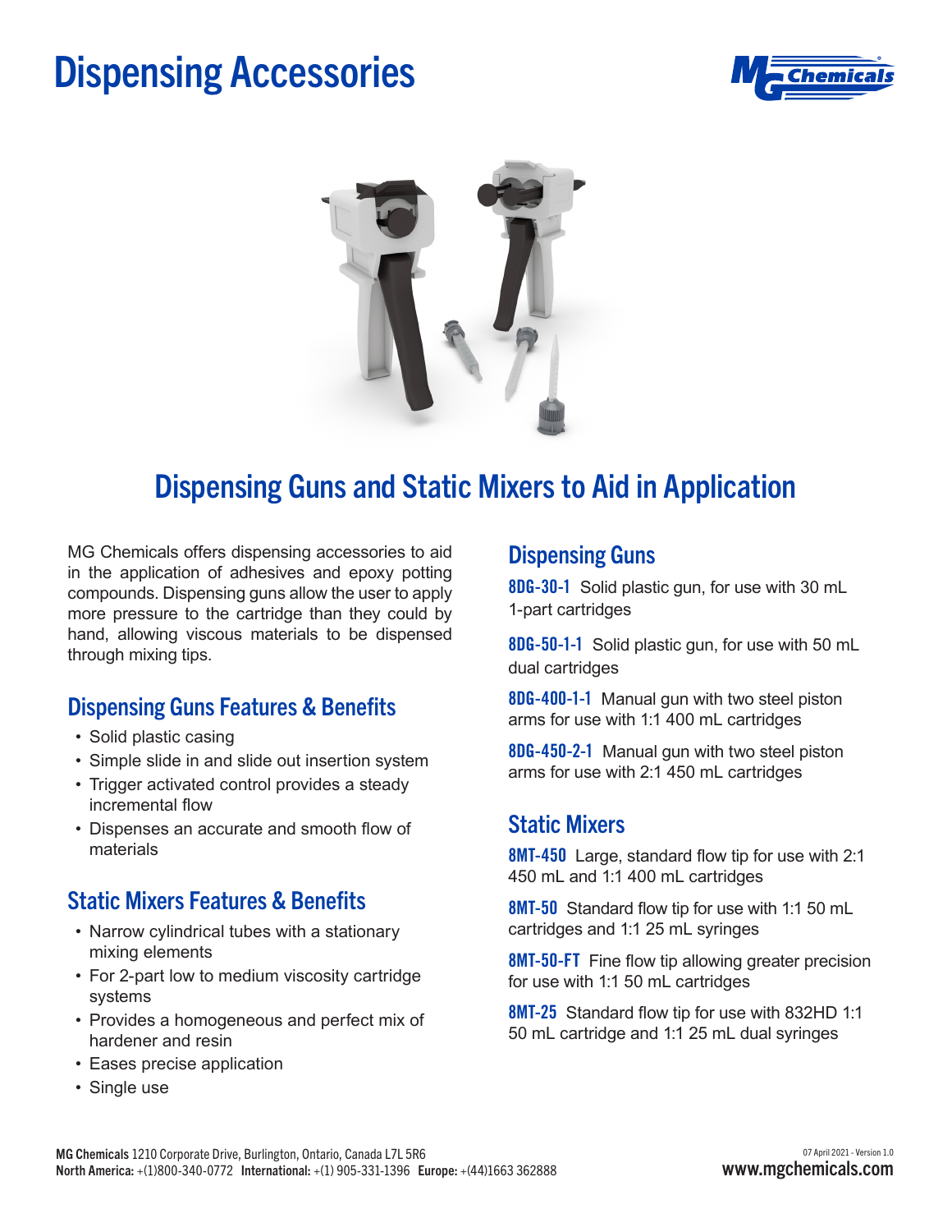# Dispensing Accessories

## Dispensing Guns and Static Mixers to Aid in Application

MG Chemicals offers dispensing accessories to aid in the application of adhesives and epoxy potting compounds. Dispensing guns allow the user to apply more pressure to the cartridge than they could by hand, allowing viscous materials to be dispensed through mixing tips.

### Dispensing Guns Features & Benefits

- Solid plastic casing
- Simple slide in and slide out insertion system
- Trigger activated control provides a steady incremental flow
- Dispenses an accurate and smooth flow of materials

### Static Mixers Features & Benefits

- Narrow cylindrical tubes with a stationary mixing elements
- For 2-part low to medium viscosity cartridge systems
- Provides a homogeneous and perfect mix of hardener and resin
- Eases precise application
- Single use

### Dispensing Guns

**8DG-30-1** Solid plastic gun, for use with 30 mL 1-part cartridges

**8DG-50-1-1** Solid plastic gun, for use with 50 mL dual cartridges

**8DG-400-1-1** Manual gun with two steel piston arms for use with 1:1 400 mL cartridges

**8DG-450-2-1** Manual gun with two steel piston arms for use with 2:1 450 mL cartridges

### Static Mixers

**8MT-450** Large, standard flow tip for use with 2:1 450 mL and 1:1 400 mL cartridges

**8MT-50** Standard flow tip for use with 1:1 50 mL cartridges and 1:1 25 mL syringes

**8MT-50-FT** Fine flow tip allowing greater precision for use with 1:1 50 mL cartridges

**8MT-25** Standard flow tip for use with 832HD 1:1 50 mL cartridge and 1:1 25 mL dual syringes

**MG Chemicals** 1210 Corporate Drive, Burlington, Ontario, Canada L7L 5R6
**North America:** +(1)800-340-0772 **International:** +(1) 905-331-1396 **Europe:** +(44)1663 362888

07 April 2021 - Version 1.0
www.mgchemicals.com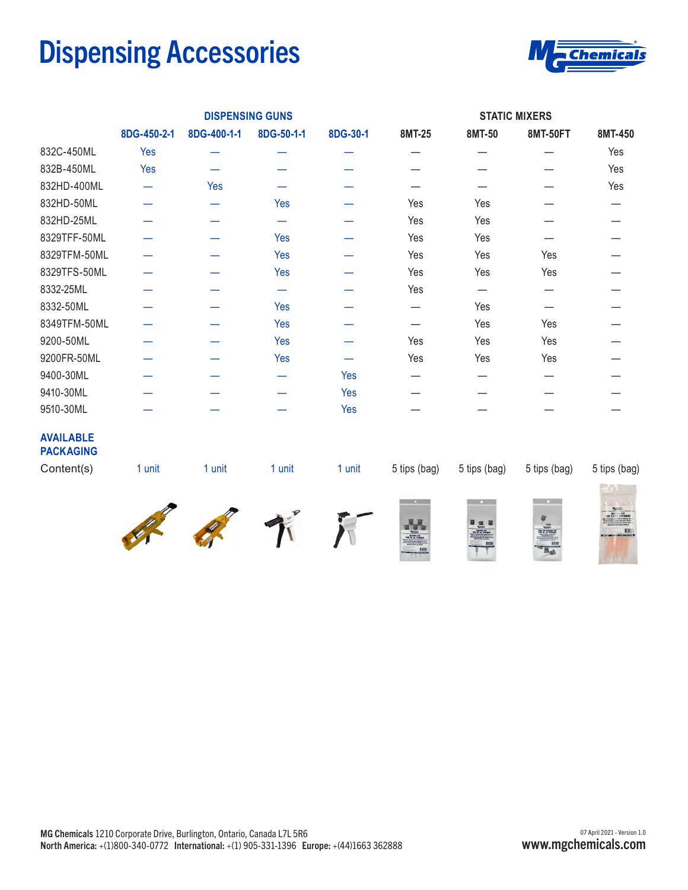# Dispensing Accessories

| | DISPENSING GUNS | | | | STATIC MIXERS | | | |
|---|---|---|---|---|---|---|---|---|
| | 8DG-450-2-1 | 8DG-400-1-1 | 8DG-50-1-1 | 8DG-30-1 | 8MT-25 | 8MT-50 | 8MT-50FT | 8MT-450 |
| 832C-450ML | Yes | — | — | — | — | — | — | Yes |
| 832B-450ML | Yes | — | — | — | — | — | — | Yes |
| 832HD-400ML | — | Yes | — | — | — | — | — | Yes |
| 832HD-50ML | — | — | Yes | — | Yes | Yes | — | — |
| 832HD-25ML | — | — | — | — | Yes | Yes | — | — |
| 8329TFF-50ML | — | — | Yes | — | Yes | Yes | — | — |
| 8329TFM-50ML | — | — | Yes | — | Yes | Yes | Yes | — |
| 8329TFS-50ML | — | — | Yes | — | Yes | Yes | Yes | — |
| 8332-25ML | — | — | — | — | Yes | — | — | — |
| 8332-50ML | — | — | Yes | — | — | Yes | — | — |
| 8349TFM-50ML | — | — | Yes | — | — | Yes | Yes | — |
| 9200-50ML | — | — | Yes | — | Yes | Yes | Yes | — |
| 9200FR-50ML | — | — | Yes | — | Yes | Yes | Yes | — |
| 9400-30ML | — | — | — | Yes | — | — | — | — |
| 9410-30ML | — | — | — | Yes | — | — | — | — |
| 9510-30ML | — | — | — | Yes | — | — | — | — |
| **AVAILABLE PACKAGING** | | | | | | | | |
| Content(s) | 1 unit | 1 unit | 1 unit | 1 unit | 5 tips (bag) | 5 tips (bag) | 5 tips (bag) | 5 tips (bag) |

**MG Chemicals** 1210 Corporate Drive, Burlington, Ontario, Canada L7L 5R6
**North America:** +(1)800-340-0772 **International:** +(1) 905-331-1396 **Europe:** +(44)1663 362888

07 April 2021 - Version 1.0
www.mgchemicals.com